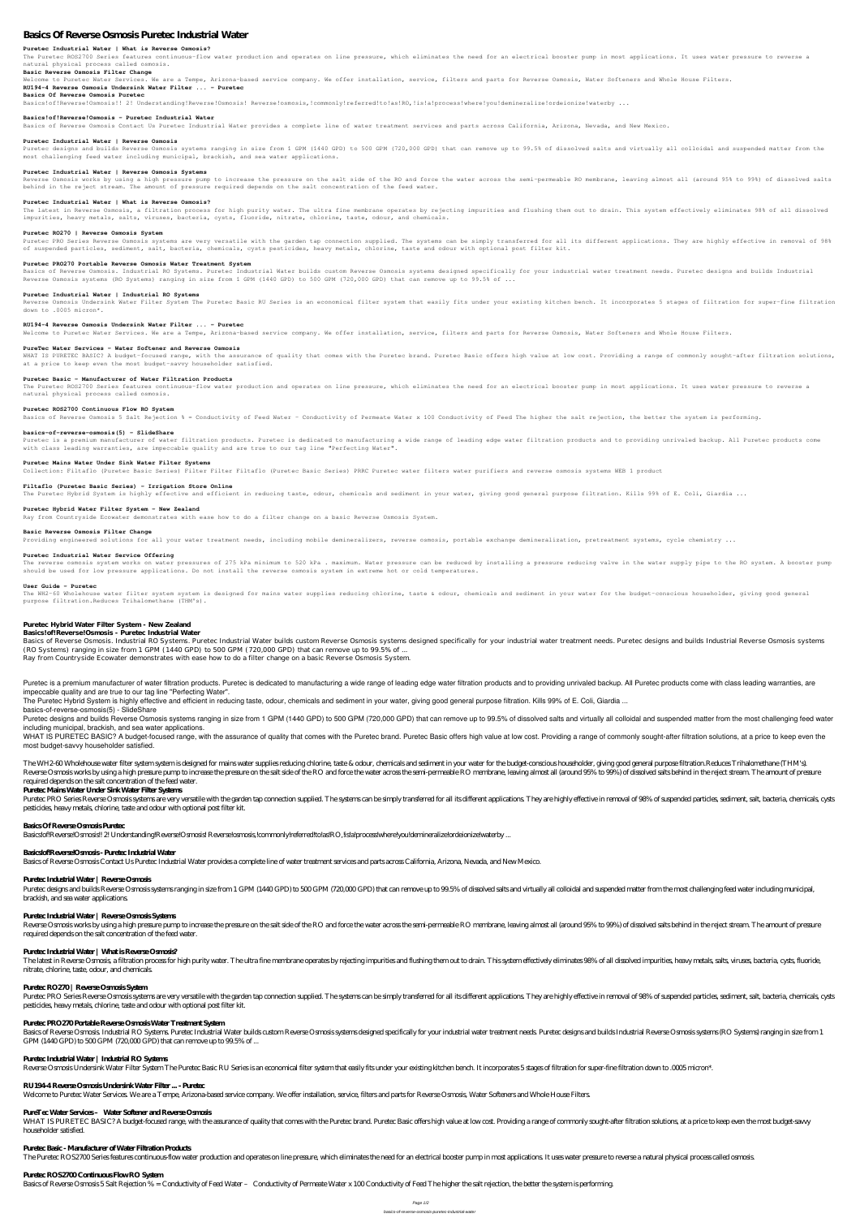# Basics Of Reverse Osmosis Puretec Industrial Water

**Puretec Industrial Water | What is Reverse Osmosis?**

The Puretec ROS2700 Series features continuous-flow water production and operates on line pressure, which eliminates the need for an electrical booster pump in most applications. It uses water pressure to reverse a natural physical process called osmosis.

**Basic Reverse Osmosis Filter Change**

Welcome to Puretec Water Services. We are a Tempe, Arizona-based service company. We offer installation, service, filters and parts for Reverse Osmosis, Water Softeners and Whole House Filters.

**RU194-4 Reverse Osmosis Undersink Water Filter ... - Puretec**

**Basics Of Reverse Osmosis Puretec**

Basics!of!Reverse!Osmosis!! 2! Understanding!Reverse!Osmosis! Reverse!osmosis,!commonly!referred!to!as!RO,!is!a!process!where!you!demineralize!ordeionize!waterby ...

**Basics!of!Reverse!Osmosis - Puretec Industrial Water**

Basics of Reverse Osmosis Contact Us Puretec Industrial Water provides a complete line of water treatment services and parts across California, Arizona, Nevada, and New Mexico.

**Puretec Industrial Water | Reverse Osmosis**

Puretec designs and builds Reverse Osmosis systems ranging in size from 1 GPM (1440 GPD) to 500 GPM (720,000 GPD) that can remove up to 99.5% of dissolved salts and virtually all colloidal and suspended matter from the most challenging feed water including municipal, brackish, and sea water applications.

**Puretec Industrial Water | Reverse Osmosis Systems**

Reverse Osmosis works by using a high pressure pump to increase the pressure on the salt side of the RO and force the water across the semi-permeable RO membrane, leaving almost all (around 95% to 99%) of dissolved salts behind in the reject stream. The amount of pressure required depends on the salt concentration of the feed water.

**Puretec Industrial Water | What is Reverse Osmosis?**

The latest in Reverse Osmosis, a filtration process for high purity water. The ultra fine membrane operates by rejecting impurities and flushing them out to drain. This system effectively eliminates 98% of all dissolved impurities, heavy metals, salts, viruses, bacteria, cysts, fluoride, nitrate, chlorine, taste, odour, and chemicals.

**Puretec RO270 | Reverse Osmosis System**

Puretec PRO Series Reverse Osmosis systems are very versatile with the garden tap connection supplied. The systems can be simply transferred for all its different applications. They are highly effective in removal of 98% of suspended particles, sediment, salt, bacteria, chemicals, cysts pesticides, heavy metals, chlorine, taste and odour with optional post filter kit.

**Puretec PRO270 Portable Reverse Osmosis Water Treatment System**

Basics of Reverse Osmosis. Industrial RO Systems. Puretec Industrial Water builds custom Reverse Osmosis systems designed specifically for your industrial water treatment needs. Puretec designs and builds Industrial Reverse Osmosis systems (RO Systems) ranging in size from 1 GPM (1440 GPD) to 500 GPM (720,000 GPD) that can remove up to 99.5% of ...

**Puretec Industrial Water | Industrial RO Systems**

Reverse Osmosis Undersink Water Filter System The Puretec Basic RU Series is an economical filter system that easily fits under your existing kitchen bench. It incorporates 5 stages of filtration for super-fine filtration down to .0005 micron*.

**RU194-4 Reverse Osmosis Undersink Water Filter ... - Puretec**

Welcome to Puretec Water Services. We are a Tempe, Arizona-based service company. We offer installation, service, filters and parts for Reverse Osmosis, Water Softeners and Whole House Filters.

**PureTec Water Services – Water Softener and Reverse Osmosis**

WHAT IS PURETEC BASIC? A budget-focused range, with the assurance of quality that comes with the Puretec brand. Puretec Basic offers high value at low cost. Providing a range of commonly sought-after filtration solutions, at a price to keep even the most budget-savvy householder satisfied.

**Puretec Basic - Manufacturer of Water Filtration Products**

The Puretec ROS2700 Series features continuous-flow water production and operates on line pressure, which eliminates the need for an electrical booster pump in most applications. It uses water pressure to reverse a natural physical process called osmosis.

**Puretec ROS2700 Continuous Flow RO System**

Basics of Reverse Osmosis 5 Salt Rejection % = Conductivity of Feed Water – Conductivity of Permeate Water x 100 Conductivity of Feed The higher the salt rejection, the better the system is performing.

**basics-of-reverse-osmosis(5) - SlideShare**

Puretec is a premium manufacturer of water filtration products. Puretec is dedicated to manufacturing a wide range of leading edge water filtration products and to providing unrivaled backup. All Puretec products come with class leading warranties, are impeccable quality and are true to our tag line "Perfecting Water".

**Puretec Mains Water Under Sink Water Filter Systems**

Collection: Filtaflo (Puretec Basic Series) Filter Filter Filtaflo (Puretec Basic Series) PRRC Puretec water filters water purifiers and reverse osmosis systems WEB 1 product

**Filtaflo (Puretec Basic Series) - Irrigation Store Online**

The Puretec Hybrid System is highly effective and efficient in reducing taste, odour, chemicals and sediment in your water, giving good general purpose filtration. Kills 99% of E. Coli, Giardia ...

**Puretec Hybrid Water Filter System - New Zealand**

Ray from Countryside Ecowater demonstrates with ease how to do a filter change on a basic Reverse Osmosis System.

**Basic Reverse Osmosis Filter Change**

Providing engineered solutions for all your water treatment needs, including mobile demineralizers, reverse osmosis, portable exchange demineralization, pretreatment systems, cycle chemistry ...

**Puretec Industrial Water Service Offering**

The reverse osmosis system works on water pressures of 275 kPa minimum to 520 kPa . maximum. Water pressure can be reduced by installing a pressure reducing valve in the water supply pipe to the RO system. A booster pump should be used for low pressure applications. Do not install the reverse osmosis system in extreme hot or cold temperatures.

**User Guide - Puretec**

The WH2-60 Wholehouse water filter system system is designed for mains water supplies reducing chlorine, taste & odour, chemicals and sediment in your water for the budget-conscious householder, giving good general purpose filtration.Reduces Trihalomethane (THM's).

**Puretec Hybrid Water Filter System - New Zealand**

**Basics!of!Reverse!Osmosis - Puretec Industrial Water**

Basics of Reverse Osmosis. Industrial RO Systems. Puretec Industrial Water builds custom Reverse Osmosis systems designed specifically for your industrial water treatment needs. Puretec designs and builds Industrial Reverse Osmosis systems (RO Systems) ranging in size from 1 GPM (1440 GPD) to 500 GPM (720,000 GPD) that can remove up to 99.5% of ...

Ray from Countryside Ecowater demonstrates with ease how to do a filter change on a basic Reverse Osmosis System.

Puretec is a premium manufacturer of water filtration products. Puretec is dedicated to manufacturing a wide range of leading edge water filtration products and to providing unrivaled backup. All Puretec products come with class leading warranties, are impeccable quality and are true to our tag line "Perfecting Water".

The Puretec Hybrid System is highly effective and efficient in reducing taste, odour, chemicals and sediment in your water, giving good general purpose filtration. Kills 99% of E. Coli, Giardia ...

basics-of-reverse-osmosis(5) - SlideShare

Puretec designs and builds Reverse Osmosis systems ranging in size from 1 GPM (1440 GPD) to 500 GPM (720,000 GPD) that can remove up to 99.5% of dissolved salts and virtually all colloidal and suspended matter from the most challenging feed water including municipal, brackish, and sea water applications.

WHAT IS PURETEC BASIC? A budget-focused range, with the assurance of quality that comes with the Puretec brand. Puretec Basic offers high value at low cost. Providing a range of commonly sought-after filtration solutions, at a price to keep even the most budget-savvy householder satisfied.

The WH2-60 Wholehouse water filter system system is designed for mains water supplies reducing chlorine, taste & odour, chemicals and sediment in your water for the budget-conscious householder, giving good general purpose filtration.Reduces Trihalomethane (THM's).

Reverse Osmosis works by using a high pressure pump to increase the pressure on the salt side of the RO and force the water across the semi-permeable RO membrane, leaving almost all (around 95% to 99%) of dissolved salts behind in the reject stream. The amount of pressure required depends on the salt concentration of the feed water.

**Puretec Mains Water Under Sink Water Filter Systems**

Puretec PRO Series Reverse Osmosis systems are very versatile with the garden tap connection supplied. The systems can be simply transferred for all its different applications. They are highly effective in removal of 98% of suspended particles, sediment, salt, bacteria, chemicals, cysts pesticides, heavy metals, chlorine, taste and odour with optional post filter kit.

**Basics Of Reverse Osmosis Puretec**

Basics!of!Reverse!Osmosis!! 2! Understanding!Reverse!Osmosis! Reverse!osmosis,!commonly!referred!to!as!RO,!is!a!process!where!you!demineralize!ordeionize!waterby ...

**Basics!of!Reverse!Osmosis - Puretec Industrial Water**

Basics of Reverse Osmosis Contact Us Puretec Industrial Water provides a complete line of water treatment services and parts across California, Arizona, Nevada, and New Mexico.

**Puretec Industrial Water | Reverse Osmosis**

Puretec designs and builds Reverse Osmosis systems ranging in size from 1 GPM (1440 GPD) to 500 GPM (720,000 GPD) that can remove up to 99.5% of dissolved salts and virtually all colloidal and suspended matter from the most challenging feed water including municipal, brackish, and sea water applications.

**Puretec Industrial Water | Reverse Osmosis Systems**

Reverse Osmosis works by using a high pressure pump to increase the pressure on the salt side of the RO and force the water across the semi-permeable RO membrane, leaving almost all (around 95% to 99%) of dissolved salts behind in the reject stream. The amount of pressure required depends on the salt concentration of the feed water.

**Puretec Industrial Water | What is Reverse Osmosis?**

The latest in Reverse Osmosis, a filtration process for high purity water. The ultra fine membrane operates by rejecting impurities and flushing them out to drain. This system effectively eliminates 98% of all dissolved impurities, heavy metals, salts, viruses, bacteria, cysts, fluoride, nitrate, chlorine, taste, odour, and chemicals.

**Puretec RO270 | Reverse Osmosis System**

Puretec PRO Series Reverse Osmosis systems are very versatile with the garden tap connection supplied. The systems can be simply transferred for all its different applications. They are highly effective in removal of 98% of suspended particles, sediment, salt, bacteria, chemicals, cysts pesticides, heavy metals, chlorine, taste and odour with optional post filter kit.

**Puretec PRO270 Portable Reverse Osmosis Water Treatment System**

Basics of Reverse Osmosis. Industrial RO Systems. Puretec Industrial Water builds custom Reverse Osmosis systems designed specifically for your industrial water treatment needs. Puretec designs and builds Industrial Reverse Osmosis systems (RO Systems) ranging in size from 1 GPM (1440 GPD) to 500 GPM (720,000 GPD) that can remove up to 99.5% of ...

**Puretec Industrial Water | Industrial RO Systems**

Reverse Osmosis Undersink Water Filter System The Puretec Basic RU Series is an economical filter system that easily fits under your existing kitchen bench. It incorporates 5 stages of filtration for super-fine filtration down to .0005 micron*.

**RU194-4 Reverse Osmosis Undersink Water Filter ... - Puretec**

Welcome to Puretec Water Services. We are a Tempe, Arizona-based service company. We offer installation, service, filters and parts for Reverse Osmosis, Water Softeners and Whole House Filters.

**PureTec Water Services – Water Softener and Reverse Osmosis**

WHAT IS PURETEC BASIC? A budget-focused range, with the assurance of quality that comes with the Puretec brand. Puretec Basic offers high value at low cost. Providing a range of commonly sought-after filtration solutions, at a price to keep even the most budget-savvy householder satisfied.

**Puretec Basic - Manufacturer of Water Filtration Products**

The Puretec ROS2700 Series features continuous-flow water production and operates on line pressure, which eliminates the need for an electrical booster pump in most applications. It uses water pressure to reverse a natural physical process called osmosis.

**Puretec ROS2700 Continuous Flow RO System**

Basics of Reverse Osmosis 5 Salt Rejection % = Conductivity of Feed Water – Conductivity of Permeate Water x 100 Conductivity of Feed The higher the salt rejection, the better the system is performing.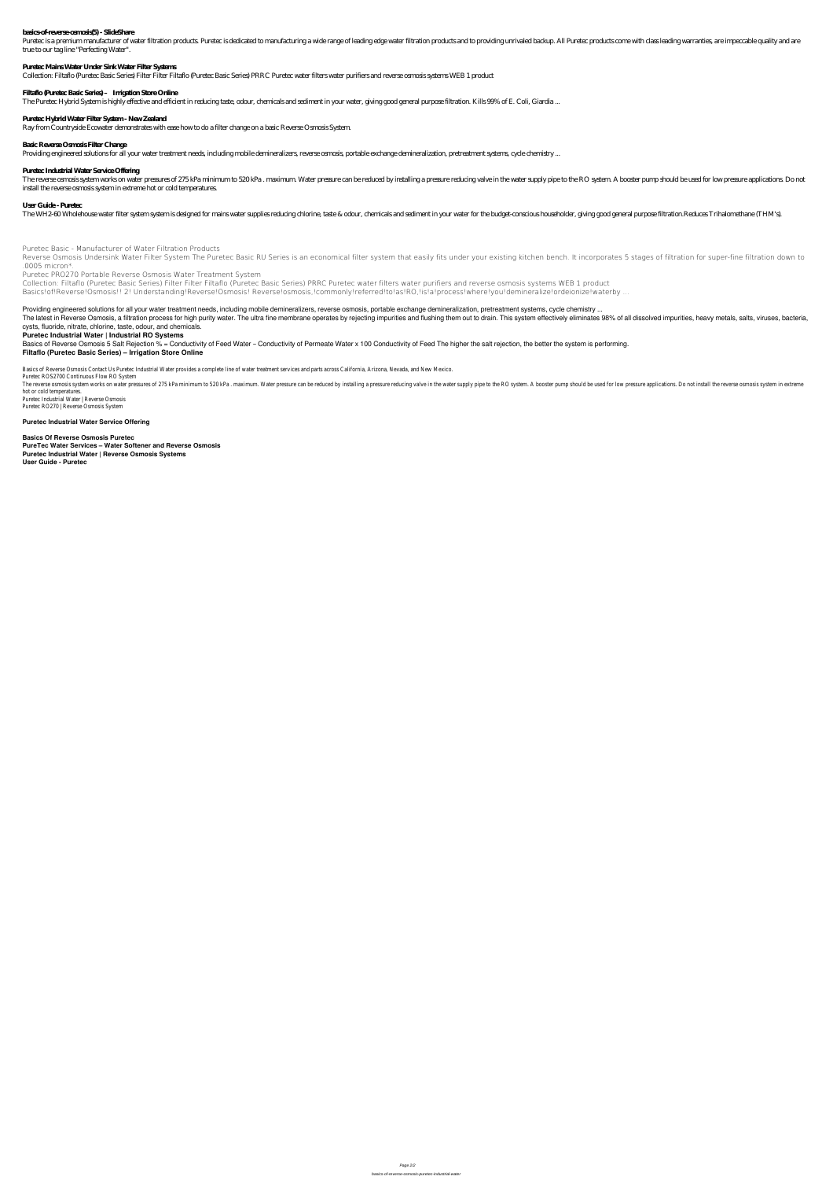## basics-of-reverse-osmosis(5) - SlideShare

Puretec is a premium manufacturer of water filtration products. Puretec is dedicated to manufacturing a wide range of leading edge water filtration products and to providing unrivaled backup. All Puretec products come with class leading warranties, are impeccable quality and are true to our tag line "Perfecting Water".

## Puretec Mains Water Under Sink Water Filter Systems

Collection: Filtaflo (Puretec Basic Series) Filter Filter Filtaflo (Puretec Basic Series) PRRC Puretec water filters water purifiers and reverse osmosis systems WEB 1 product

## Filtaflo (Puretec Basic Series) – Irrigation Store Online

The Puretec Hybrid System is highly effective and efficient in reducing taste, odour, chemicals and sediment in your water, giving good general purpose filtration. Kills 99% of E. Coli, Giardia ...

## Puretec Hybrid Water Filter System - New Zealand

Ray from Countryside Ecowater demonstrates with ease how to do a filter change on a basic Reverse Osmosis System.

## Basic Reverse Osmosis Filter Change

Providing engineered solutions for all your water treatment needs, including mobile demineralizers, reverse osmosis, portable exchange demineralization, pretreatment systems, cycle chemistry ...

## Puretec Industrial Water Service Offering

The reverse osmosis system works on water pressures of 275 kPa minimum to 520 kPa . maximum. Water pressure can be reduced by installing a pressure reducing valve in the water supply pipe to the RO system. A booster pump should be used for low pressure applications. Do not install the reverse osmosis system in extreme hot or cold temperatures.

## User Guide - Puretec

The WH2-60 Wholehouse water filter system system is designed for mains water supplies reducing chlorine, taste & odour, chemicals and sediment in your water for the budget-conscious householder, giving good general purpose filtration.Reduces Trihalomethane (THM's).

Puretec Basic - Manufacturer of Water Filtration Products

Reverse Osmosis Undersink Water Filter System The Puretec Basic RU Series is an economical filter system that easily fits under your existing kitchen bench. It incorporates 5 stages of filtration for super-fine filtration down to .0005 micron*.

Puretec PRO270 Portable Reverse Osmosis Water Treatment System

Collection: Filtaflo (Puretec Basic Series) Filter Filter Filtaflo (Puretec Basic Series) PRRC Puretec water filters water purifiers and reverse osmosis systems WEB 1 product

Basics!of!Reverse!Osmosis!! 2! Understanding!Reverse!Osmosis! Reverse!osmosis,!commonly!referred!to!as!RO,!is!a!process!where!you!demineralize!ordeionize!waterby ...

Providing engineered solutions for all your water treatment needs, including mobile demineralizers, reverse osmosis, portable exchange demineralization, pretreatment systems, cycle chemistry ...

The latest in Reverse Osmosis, a filtration process for high purity water. The ultra fine membrane operates by rejecting impurities and flushing them out to drain. This system effectively eliminates 98% of all dissolved impurities, heavy metals, salts, viruses, bacteria, cysts, fluoride, nitrate, chlorine, taste, odour, and chemicals.

**Puretec Industrial Water | Industrial RO Systems**

Basics of Reverse Osmosis 5 Salt Rejection % = Conductivity of Feed Water – Conductivity of Permeate Water x 100 Conductivity of Feed The higher the salt rejection, the better the system is performing.

**Filtaflo (Puretec Basic Series) – Irrigation Store Online**

Basics of Reverse Osmosis Contact Us Puretec Industrial Water provides a complete line of water treatment services and parts across California, Arizona, Nevada, and New Mexico.

Puretec ROS2700 Continuous Flow RO System

The reverse osmosis system works on water pressures of 275 kPa minimum to 520 kPa . maximum. Water pressure can be reduced by installing a pressure reducing valve in the water supply pipe to the RO system. A booster pump should be used for low pressure applications. Do not install the reverse osmosis system in extreme hot or cold temperatures.

Puretec Industrial Water | Reverse Osmosis

Puretec RO270 | Reverse Osmosis System

**Puretec Industrial Water Service Offering**

**Basics Of Reverse Osmosis Puretec**

**PureTec Water Services – Water Softener and Reverse Osmosis**

**Puretec Industrial Water | Reverse Osmosis Systems**

**User Guide - Puretec**